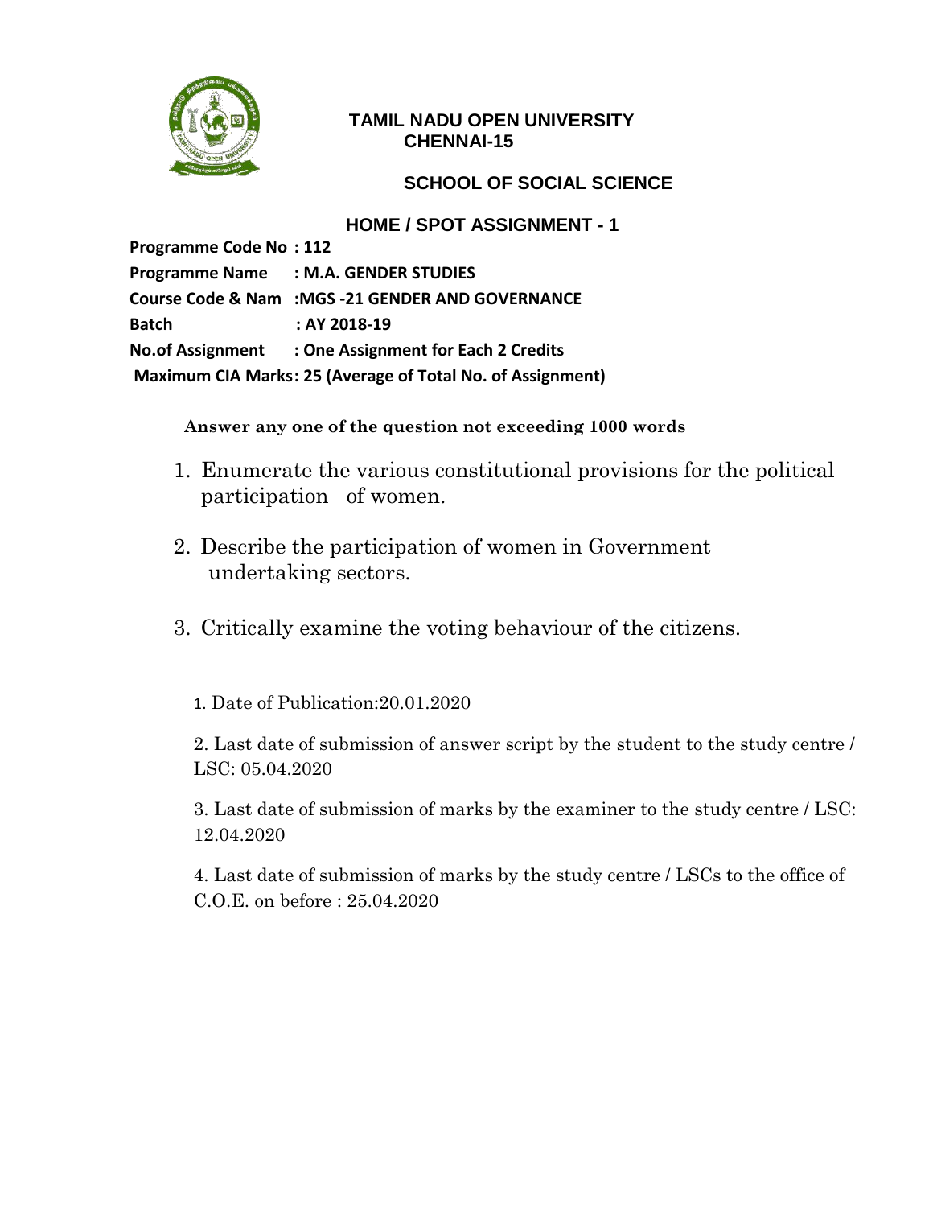# TAMIL NADU OPEN UNIVERSITY
## CHENNAI-15

## SCHOOL OF SOCIAL SCIENCE

### HOME / SPOT ASSIGNMENT - 1

**Programme Code No : 112**
**Programme Name : M.A. GENDER STUDIES**
**Course Code & Nam :MGS -21 GENDER AND GOVERNANCE**
**Batch : AY 2018-19**
**No.of Assignment : One Assignment for Each 2 Credits**
**Maximum CIA Marks: 25 (Average of Total No. of Assignment)**

**Answer any one of the question not exceeding 1000 words**

1. Enumerate the various constitutional provisions for the political participation of women.

2. Describe the participation of women in Government undertaking sectors.

3. Critically examine the voting behaviour of the citizens.

1. Date of Publication:20.01.2020

2. Last date of submission of answer script by the student to the study centre / LSC: 05.04.2020

3. Last date of submission of marks by the examiner to the study centre / LSC: 12.04.2020

4. Last date of submission of marks by the study centre / LSCs to the office of C.O.E. on before : 25.04.2020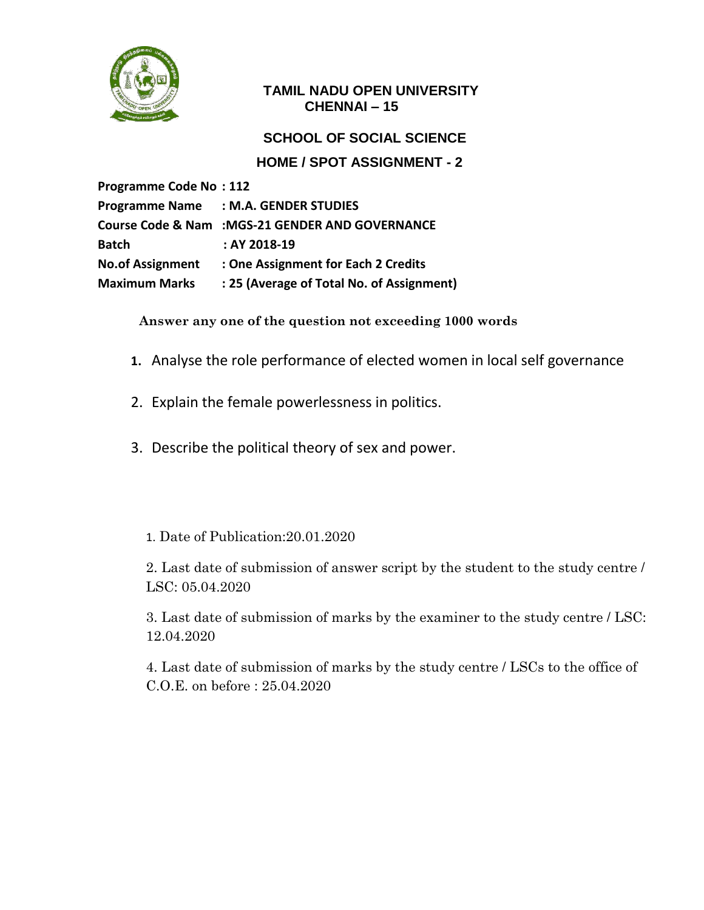**TAMIL NADU OPEN UNIVERSITY**
**CHENNAI – 15**

## SCHOOL OF SOCIAL SCIENCE

### HOME / SPOT ASSIGNMENT - 2

| | |
|---|---|
| **Programme Code No** | **: 112** |
| **Programme Name** | **: M.A. GENDER STUDIES** |
| **Course Code & Nam** | **:MGS-21 GENDER AND GOVERNANCE** |
| **Batch** | **: AY 2018-19** |
| **No.of Assignment** | **: One Assignment for Each 2 Credits** |
| **Maximum Marks** | **: 25 (Average of Total No. of Assignment)** |

**Answer any one of the question not exceeding 1000 words**

1. Analyse the role performance of elected women in local self governance
2. Explain the female powerlessness in politics.
3. Describe the political theory of sex and power.

1. Date of Publication:20.01.2020

2. Last date of submission of answer script by the student to the study centre / LSC: 05.04.2020

3. Last date of submission of marks by the examiner to the study centre / LSC: 12.04.2020

4. Last date of submission of marks by the study centre / LSCs to the office of C.O.E. on before : 25.04.2020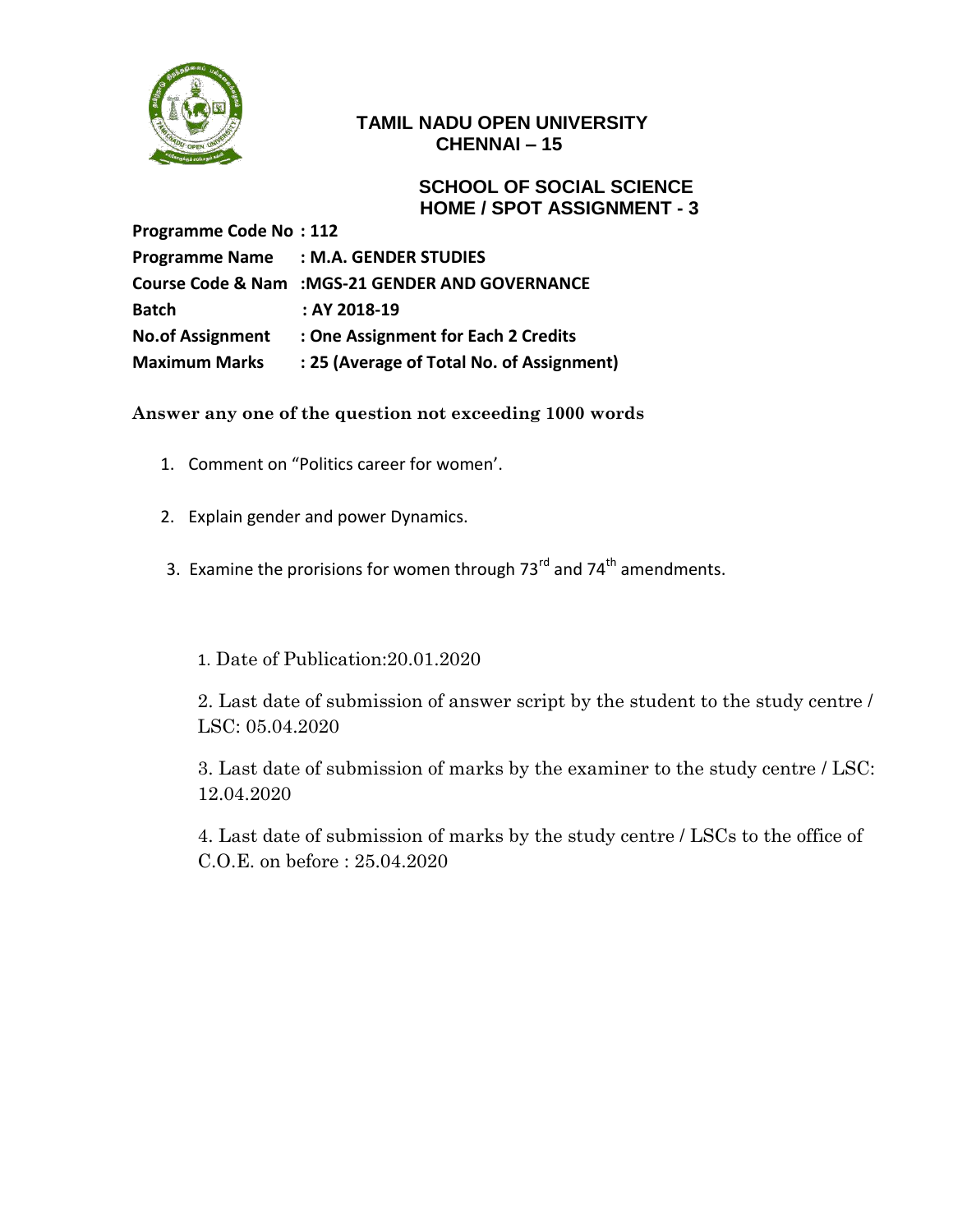**TAMIL NADU OPEN UNIVERSITY**
**CHENNAI – 15**

**SCHOOL OF SOCIAL SCIENCE**
**HOME / SPOT ASSIGNMENT - 3**

**Programme Code No : 112**
**Programme Name : M.A. GENDER STUDIES**
**Course Code & Nam :MGS-21 GENDER AND GOVERNANCE**
**Batch : AY 2018-19**
**No.of Assignment : One Assignment for Each 2 Credits**
**Maximum Marks : 25 (Average of Total No. of Assignment)**

**Answer any one of the question not exceeding 1000 words**

1. Comment on "Politics career for women'.
2. Explain gender and power Dynamics.
3. Examine the prorisions for women through 73rd and 74th amendments.

1. Date of Publication:20.01.2020

2. Last date of submission of answer script by the student to the study centre / LSC: 05.04.2020

3. Last date of submission of marks by the examiner to the study centre / LSC: 12.04.2020

4. Last date of submission of marks by the study centre / LSCs to the office of C.O.E. on before : 25.04.2020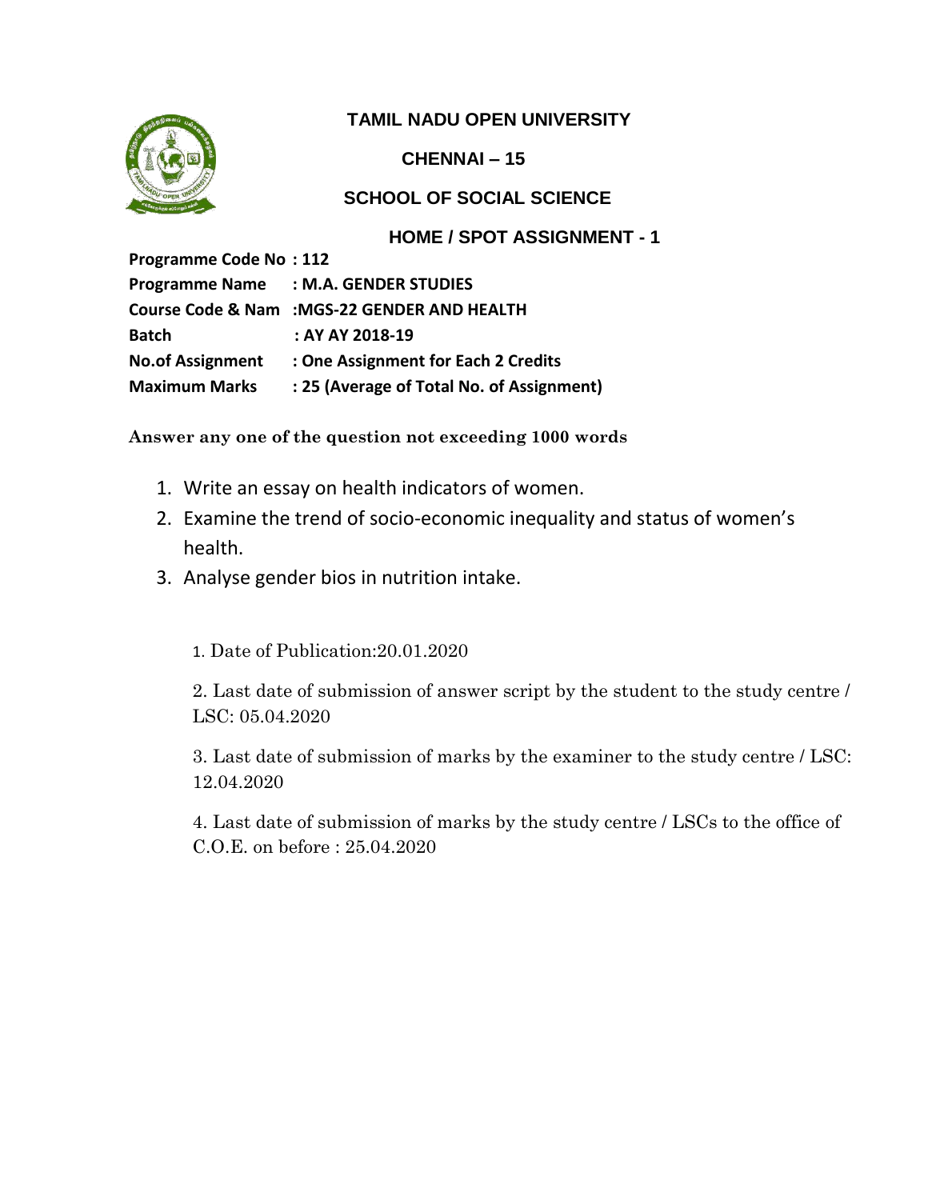**TAMIL NADU OPEN UNIVERSITY**

**CHENNAI – 15**

**SCHOOL OF SOCIAL SCIENCE**

**HOME / SPOT ASSIGNMENT - 1**

**Programme Code No : 112**
**Programme Name : M.A. GENDER STUDIES**
**Course Code & Nam :MGS-22 GENDER AND HEALTH**
**Batch : AY AY 2018-19**
**No.of Assignment : One Assignment for Each 2 Credits**
**Maximum Marks : 25 (Average of Total No. of Assignment)**

**Answer any one of the question not exceeding 1000 words**

1. Write an essay on health indicators of women.
2. Examine the trend of socio-economic inequality and status of women's health.
3. Analyse gender bios in nutrition intake.

1. Date of Publication:20.01.2020

2. Last date of submission of answer script by the student to the study centre / LSC: 05.04.2020

3. Last date of submission of marks by the examiner to the study centre / LSC: 12.04.2020

4. Last date of submission of marks by the study centre / LSCs to the office of C.O.E. on before : 25.04.2020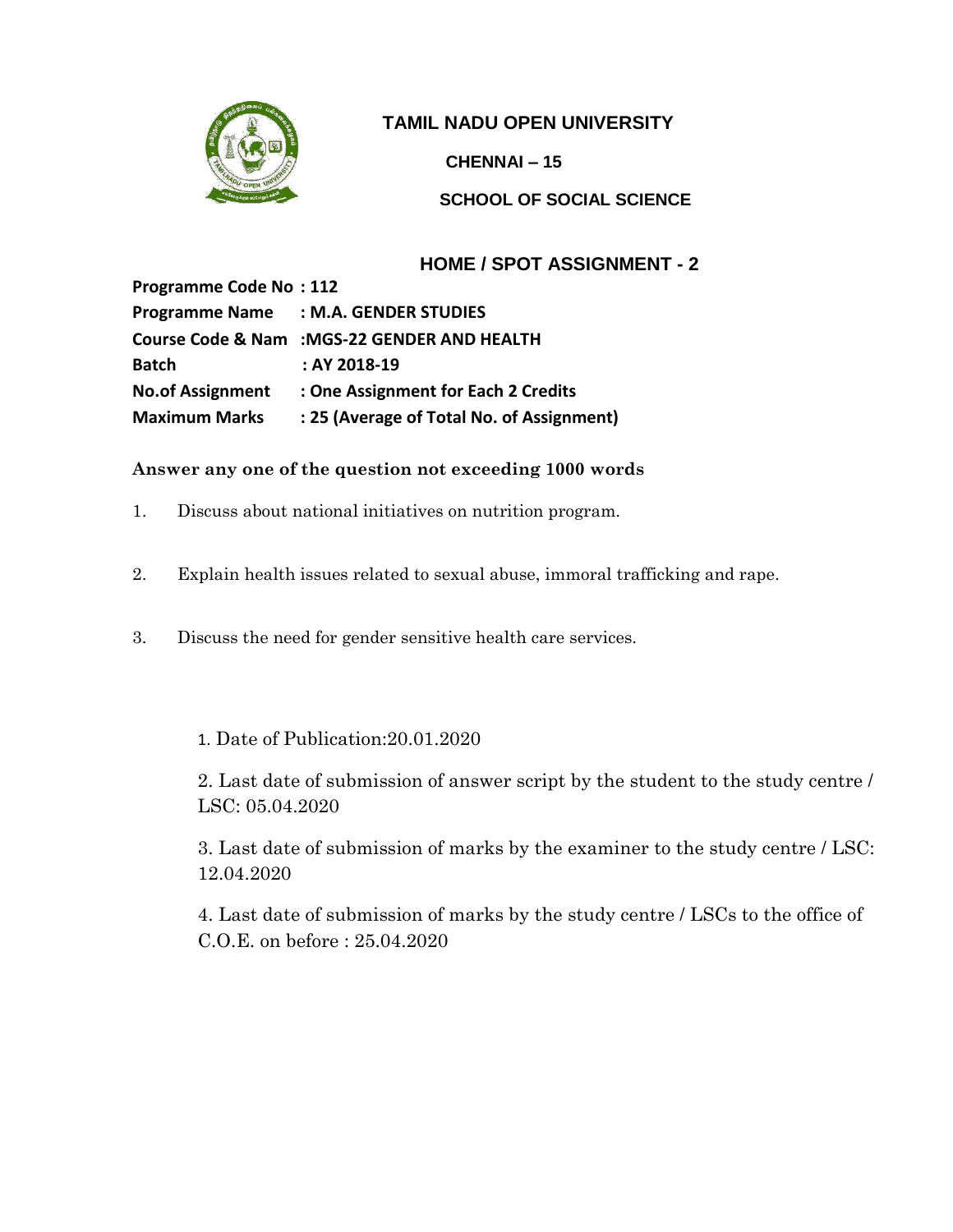# TAMIL NADU OPEN UNIVERSITY

**CHENNAI – 15**

**SCHOOL OF SOCIAL SCIENCE**

## HOME / SPOT ASSIGNMENT - 2

**Programme Code No : 112**
**Programme Name : M.A. GENDER STUDIES**
**Course Code & Nam :MGS-22 GENDER AND HEALTH**
**Batch : AY 2018-19**
**No.of Assignment : One Assignment for Each 2 Credits**
**Maximum Marks : 25 (Average of Total No. of Assignment)**

**Answer any one of the question not exceeding 1000 words**

1. Discuss about national initiatives on nutrition program.

2. Explain health issues related to sexual abuse, immoral trafficking and rape.

3. Discuss the need for gender sensitive health care services.

1. Date of Publication:20.01.2020

2. Last date of submission of answer script by the student to the study centre / LSC: 05.04.2020

3. Last date of submission of marks by the examiner to the study centre / LSC: 12.04.2020

4. Last date of submission of marks by the study centre / LSCs to the office of C.O.E. on before : 25.04.2020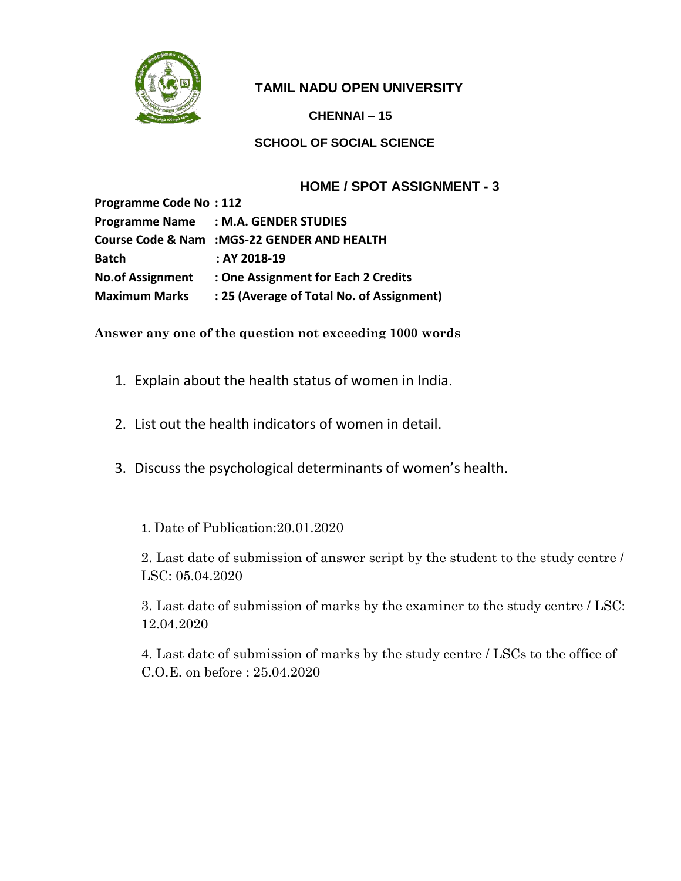# TAMIL NADU OPEN UNIVERSITY

**CHENNAI – 15**

**SCHOOL OF SOCIAL SCIENCE**

## HOME / SPOT ASSIGNMENT - 3

| | |
|---|---|
| **Programme Code No** | **: 112** |
| **Programme Name** | **: M.A. GENDER STUDIES** |
| **Course Code & Nam** | **:MGS-22 GENDER AND HEALTH** |
| **Batch** | **: AY 2018-19** |
| **No.of Assignment** | **: One Assignment for Each 2 Credits** |
| **Maximum Marks** | **: 25 (Average of Total No. of Assignment)** |

**Answer any one of the question not exceeding 1000 words**

1. Explain about the health status of women in India.
2. List out the health indicators of women in detail.
3. Discuss the psychological determinants of women's health.

1. Date of Publication:20.01.2020

2. Last date of submission of answer script by the student to the study centre / LSC: 05.04.2020

3. Last date of submission of marks by the examiner to the study centre / LSC: 12.04.2020

4. Last date of submission of marks by the study centre / LSCs to the office of C.O.E. on before : 25.04.2020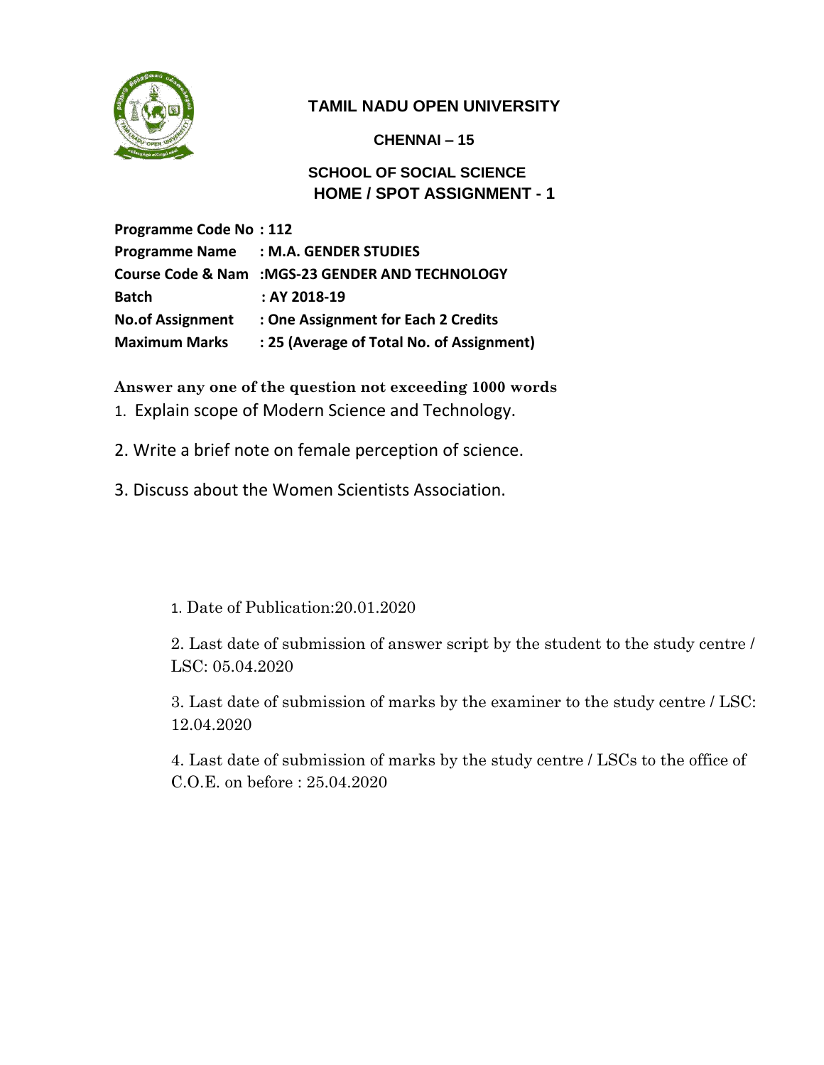# TAMIL NADU OPEN UNIVERSITY

**CHENNAI – 15**

**SCHOOL OF SOCIAL SCIENCE**

**HOME / SPOT ASSIGNMENT - 1**

**Programme Code No : 112**
**Programme Name : M.A. GENDER STUDIES**
**Course Code & Nam :MGS-23 GENDER AND TECHNOLOGY**
**Batch : AY 2018-19**
**No.of Assignment : One Assignment for Each 2 Credits**
**Maximum Marks : 25 (Average of Total No. of Assignment)**

**Answer any one of the question not exceeding 1000 words**

1. Explain scope of Modern Science and Technology.
2. Write a brief note on female perception of science.
3. Discuss about the Women Scientists Association.

1. Date of Publication:20.01.2020
2. Last date of submission of answer script by the student to the study centre / LSC: 05.04.2020
3. Last date of submission of marks by the examiner to the study centre / LSC: 12.04.2020
4. Last date of submission of marks by the study centre / LSCs to the office of C.O.E. on before : 25.04.2020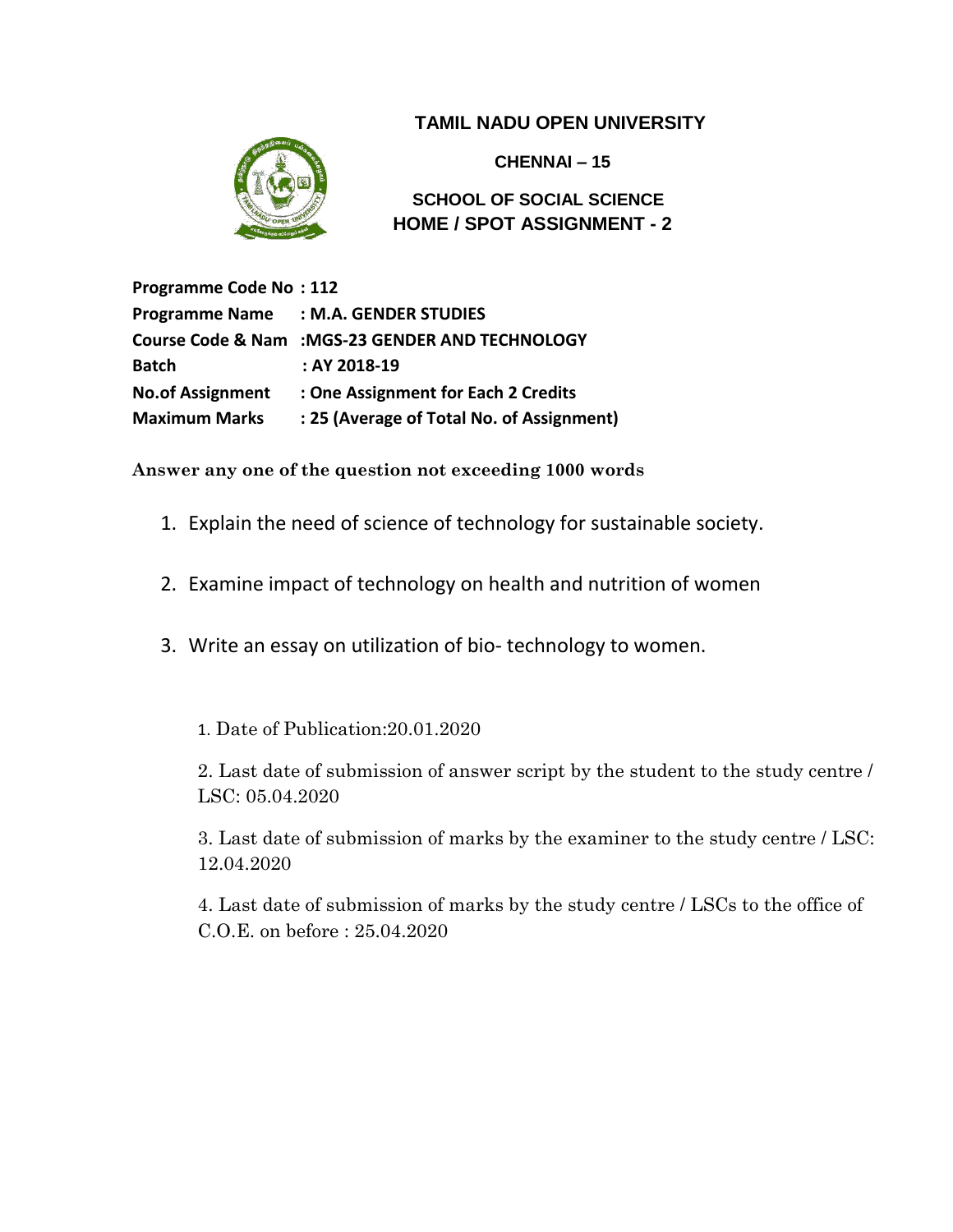# TAMIL NADU OPEN UNIVERSITY

**CHENNAI – 15**

## SCHOOL OF SOCIAL SCIENCE
## HOME / SPOT ASSIGNMENT - 2

**Programme Code No : 112**
**Programme Name : M.A. GENDER STUDIES**
**Course Code & Nam :MGS-23 GENDER AND TECHNOLOGY**
**Batch : AY 2018-19**
**No.of Assignment : One Assignment for Each 2 Credits**
**Maximum Marks : 25 (Average of Total No. of Assignment)**

**Answer any one of the question not exceeding 1000 words**

1. Explain the need of science of technology for sustainable society.
2. Examine impact of technology on health and nutrition of women
3. Write an essay on utilization of bio- technology to women.

1. Date of Publication:20.01.2020

2. Last date of submission of answer script by the student to the study centre / LSC: 05.04.2020

3. Last date of submission of marks by the examiner to the study centre / LSC: 12.04.2020

4. Last date of submission of marks by the study centre / LSCs to the office of C.O.E. on before : 25.04.2020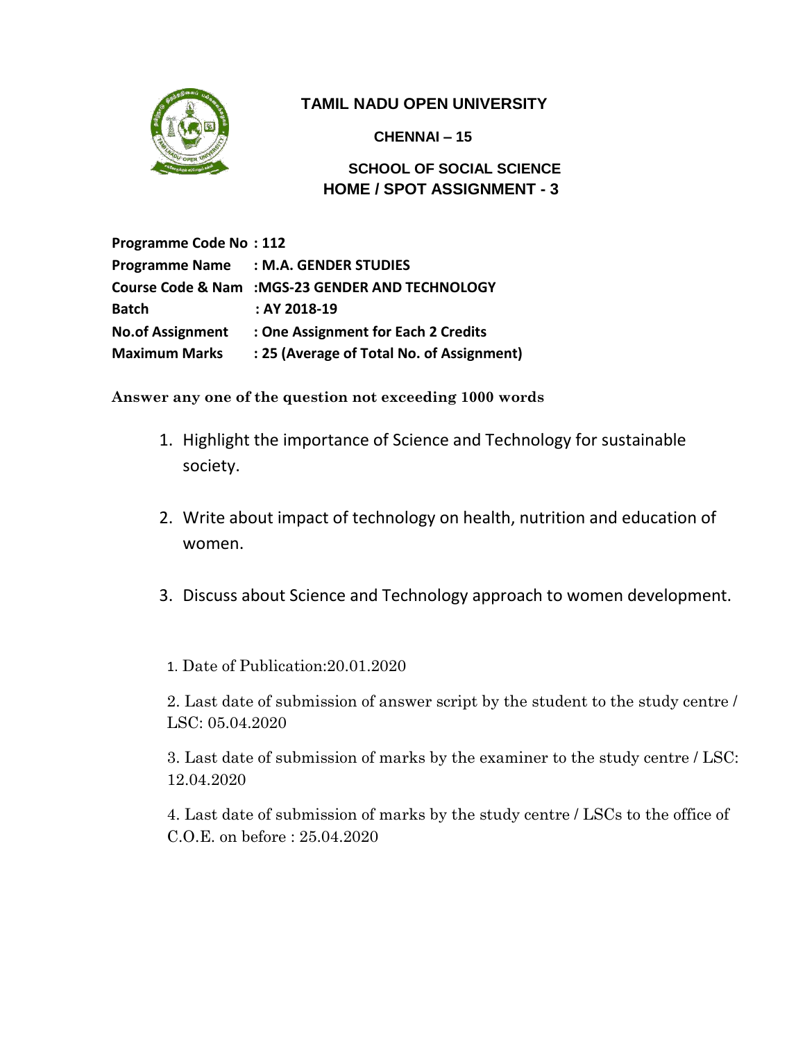# TAMIL NADU OPEN UNIVERSITY

**CHENNAI – 15**

## SCHOOL OF SOCIAL SCIENCE

## HOME / SPOT ASSIGNMENT - 3

**Programme Code No : 112**
**Programme Name : M.A. GENDER STUDIES**
**Course Code & Nam :MGS-23 GENDER AND TECHNOLOGY**
**Batch : AY 2018-19**
**No.of Assignment : One Assignment for Each 2 Credits**
**Maximum Marks : 25 (Average of Total No. of Assignment)**

**Answer any one of the question not exceeding 1000 words**

1. Highlight the importance of Science and Technology for sustainable society.
2. Write about impact of technology on health, nutrition and education of women.
3. Discuss about Science and Technology approach to women development.

1. Date of Publication:20.01.2020
2. Last date of submission of answer script by the student to the study centre / LSC: 05.04.2020
3. Last date of submission of marks by the examiner to the study centre / LSC: 12.04.2020
4. Last date of submission of marks by the study centre / LSCs to the office of C.O.E. on before : 25.04.2020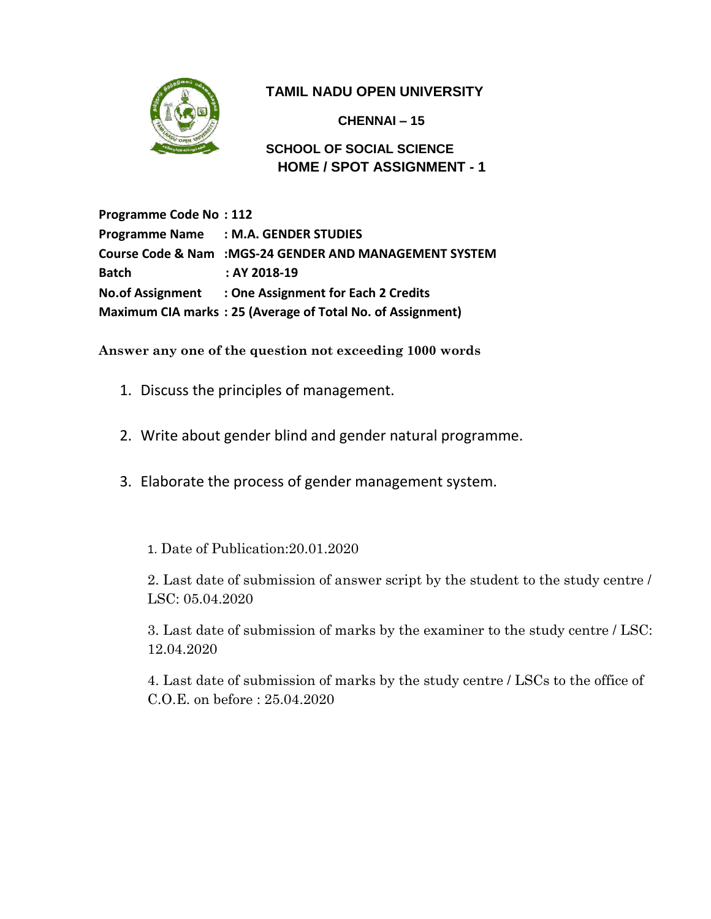# TAMIL NADU OPEN UNIVERSITY

**CHENNAI – 15**

**SCHOOL OF SOCIAL SCIENCE**

**HOME / SPOT ASSIGNMENT - 1**

**Programme Code No : 112**
**Programme Name : M.A. GENDER STUDIES**
**Course Code & Nam :MGS-24 GENDER AND MANAGEMENT SYSTEM**
**Batch : AY 2018-19**
**No.of Assignment : One Assignment for Each 2 Credits**
**Maximum CIA marks : 25 (Average of Total No. of Assignment)**

**Answer any one of the question not exceeding 1000 words**

1. Discuss the principles of management.
2. Write about gender blind and gender natural programme.
3. Elaborate the process of gender management system.

1. Date of Publication:20.01.2020

2. Last date of submission of answer script by the student to the study centre / LSC: 05.04.2020

3. Last date of submission of marks by the examiner to the study centre / LSC: 12.04.2020

4. Last date of submission of marks by the study centre / LSCs to the office of C.O.E. on before : 25.04.2020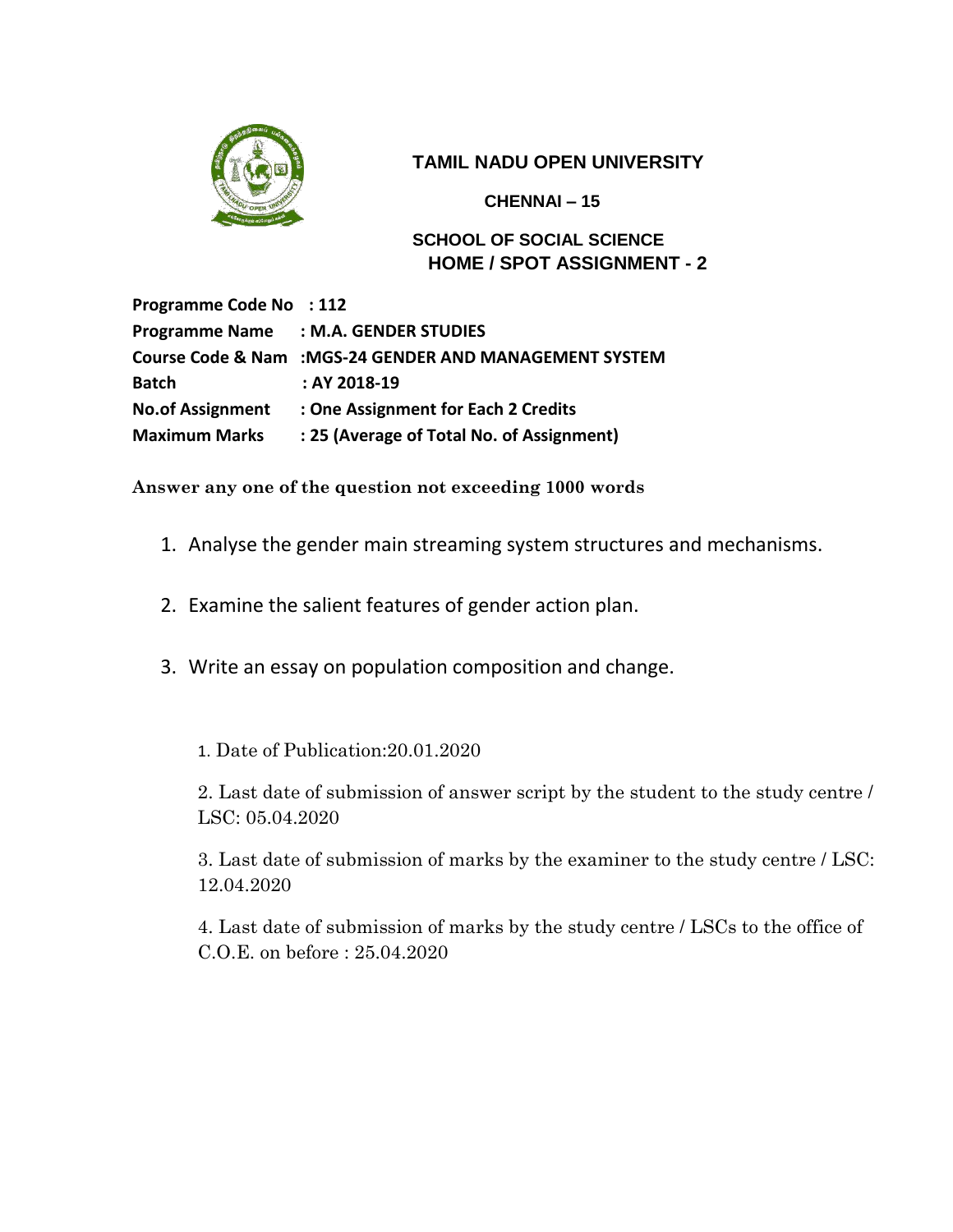# TAMIL NADU OPEN UNIVERSITY

**CHENNAI – 15**

**SCHOOL OF SOCIAL SCIENCE**
**HOME / SPOT ASSIGNMENT - 2**

**Programme Code No : 112**
**Programme Name : M.A. GENDER STUDIES**
**Course Code & Nam :MGS-24 GENDER AND MANAGEMENT SYSTEM**
**Batch : AY 2018-19**
**No.of Assignment : One Assignment for Each 2 Credits**
**Maximum Marks : 25 (Average of Total No. of Assignment)**

**Answer any one of the question not exceeding 1000 words**

1. Analyse the gender main streaming system structures and mechanisms.
2. Examine the salient features of gender action plan.
3. Write an essay on population composition and change.

1. Date of Publication:20.01.2020

2. Last date of submission of answer script by the student to the study centre / LSC: 05.04.2020

3. Last date of submission of marks by the examiner to the study centre / LSC: 12.04.2020

4. Last date of submission of marks by the study centre / LSCs to the office of C.O.E. on before : 25.04.2020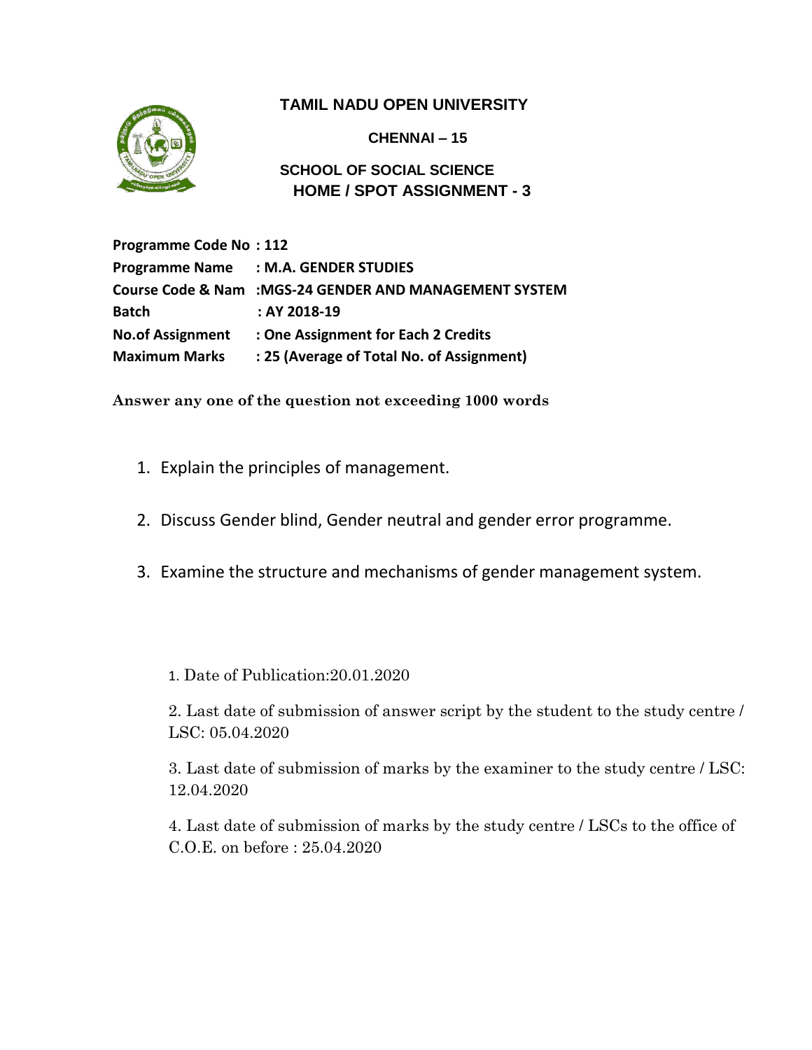# TAMIL NADU OPEN UNIVERSITY

**CHENNAI – 15**

**SCHOOL OF SOCIAL SCIENCE**

## HOME / SPOT ASSIGNMENT - 3

**Programme Code No : 112**
**Programme Name : M.A. GENDER STUDIES**
**Course Code & Nam :MGS-24 GENDER AND MANAGEMENT SYSTEM**
**Batch : AY 2018-19**
**No.of Assignment : One Assignment for Each 2 Credits**
**Maximum Marks : 25 (Average of Total No. of Assignment)**

**Answer any one of the question not exceeding 1000 words**

1. Explain the principles of management.
2. Discuss Gender blind, Gender neutral and gender error programme.
3. Examine the structure and mechanisms of gender management system.

1. Date of Publication:20.01.2020
2. Last date of submission of answer script by the student to the study centre / LSC: 05.04.2020
3. Last date of submission of marks by the examiner to the study centre / LSC: 12.04.2020
4. Last date of submission of marks by the study centre / LSCs to the office of C.O.E. on before : 25.04.2020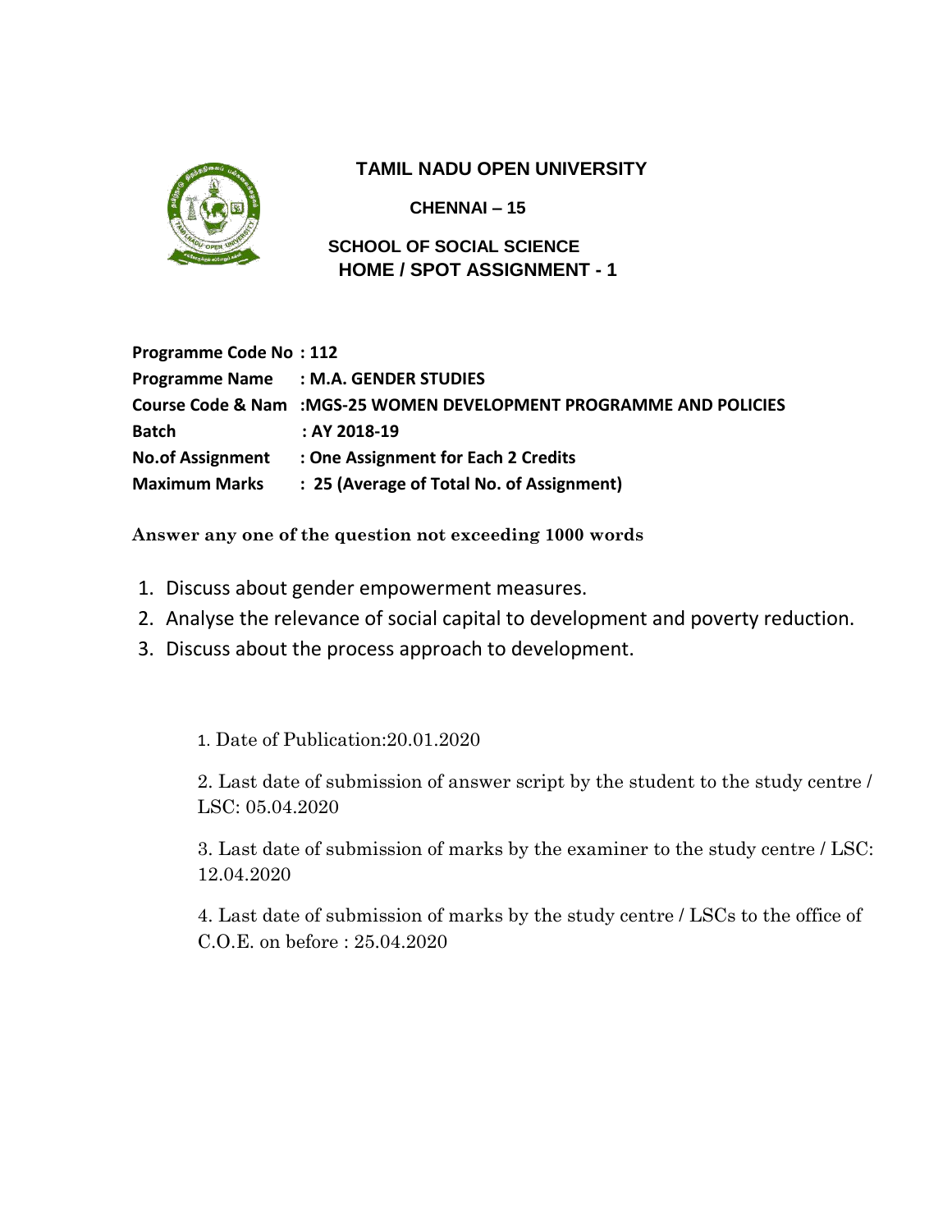# TAMIL NADU OPEN UNIVERSITY

**CHENNAI – 15**

**SCHOOL OF SOCIAL SCIENCE**

**HOME / SPOT ASSIGNMENT - 1**

**Programme Code No : 112**
**Programme Name : M.A. GENDER STUDIES**
**Course Code & Nam :MGS-25 WOMEN DEVELOPMENT PROGRAMME AND POLICIES**
**Batch : AY 2018-19**
**No.of Assignment : One Assignment for Each 2 Credits**
**Maximum Marks : 25 (Average of Total No. of Assignment)**

**Answer any one of the question not exceeding 1000 words**

1. Discuss about gender empowerment measures.
2. Analyse the relevance of social capital to development and poverty reduction.
3. Discuss about the process approach to development.

1. Date of Publication:20.01.2020

2. Last date of submission of answer script by the student to the study centre / LSC: 05.04.2020

3. Last date of submission of marks by the examiner to the study centre / LSC: 12.04.2020

4. Last date of submission of marks by the study centre / LSCs to the office of C.O.E. on before : 25.04.2020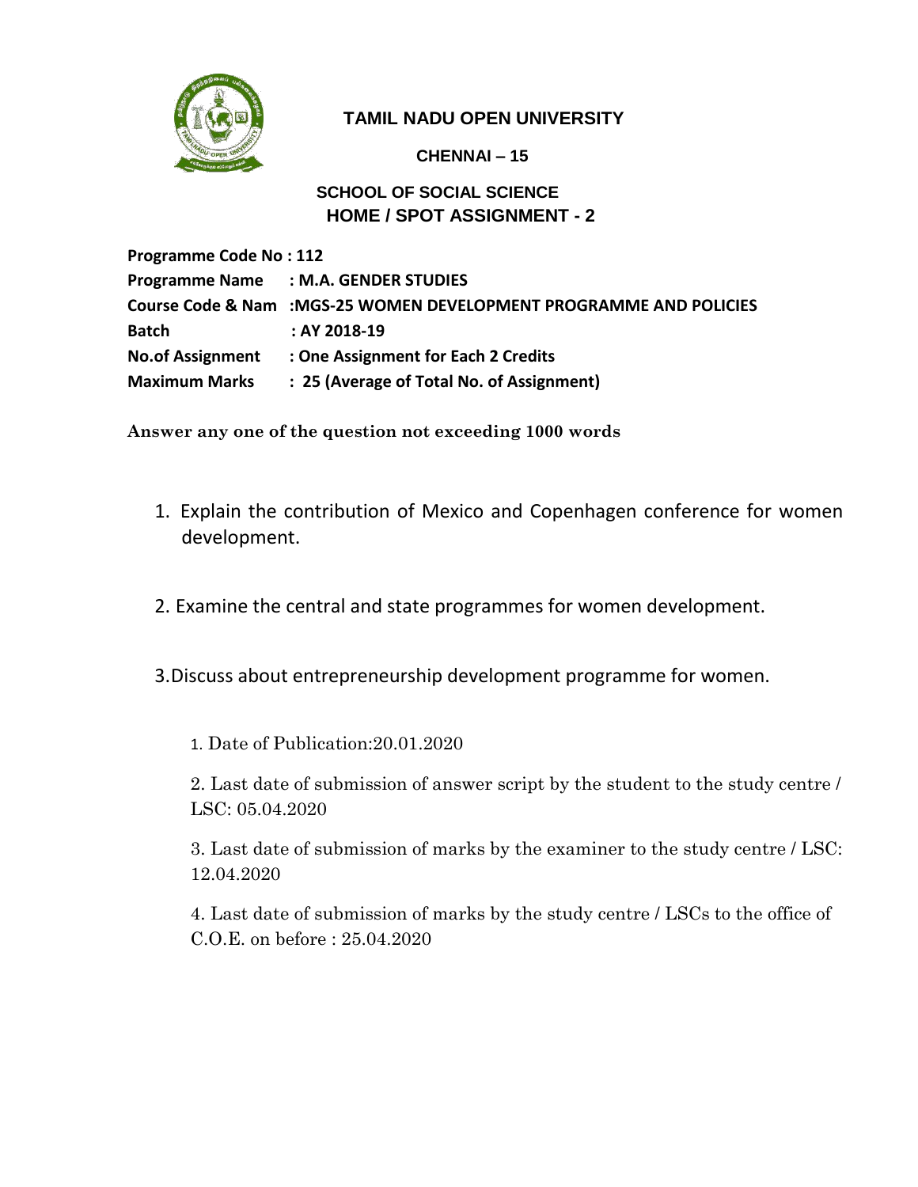# TAMIL NADU OPEN UNIVERSITY

**CHENNAI – 15**

## SCHOOL OF SOCIAL SCIENCE

## HOME / SPOT ASSIGNMENT - 2

**Programme Code No : 112**
**Programme Name : M.A. GENDER STUDIES**
**Course Code & Nam :MGS-25 WOMEN DEVELOPMENT PROGRAMME AND POLICIES**
**Batch : AY 2018-19**
**No.of Assignment : One Assignment for Each 2 Credits**
**Maximum Marks : 25 (Average of Total No. of Assignment)**

**Answer any one of the question not exceeding 1000 words**

1. Explain the contribution of Mexico and Copenhagen conference for women development.

2. Examine the central and state programmes for women development.

3. Discuss about entrepreneurship development programme for women.

1. Date of Publication:20.01.2020
2. Last date of submission of answer script by the student to the study centre / LSC: 05.04.2020
3. Last date of submission of marks by the examiner to the study centre / LSC: 12.04.2020
4. Last date of submission of marks by the study centre / LSCs to the office of C.O.E. on before : 25.04.2020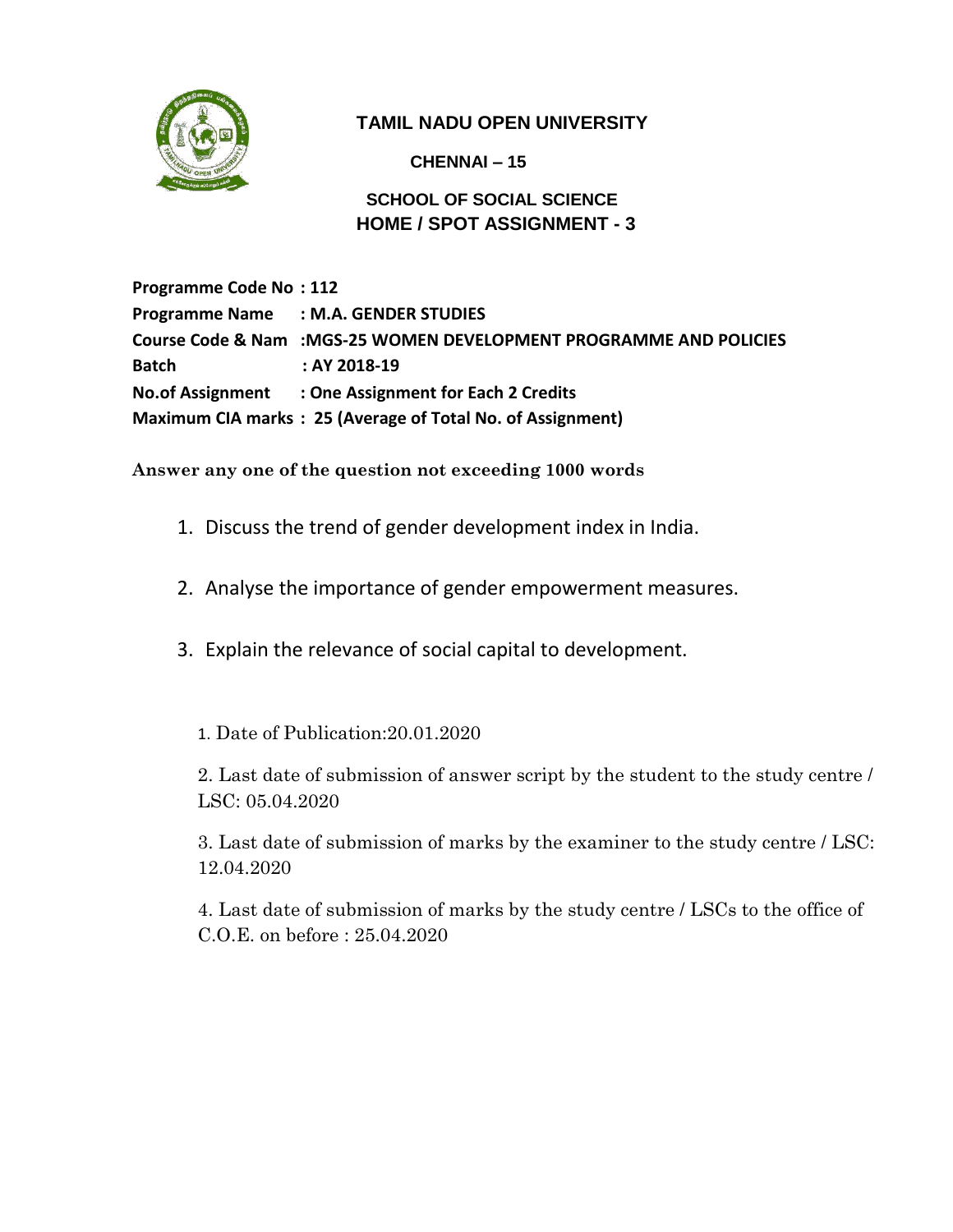# TAMIL NADU OPEN UNIVERSITY

**CHENNAI – 15**

**SCHOOL OF SOCIAL SCIENCE**
**HOME / SPOT ASSIGNMENT - 3**

**Programme Code No : 112**
**Programme Name : M.A. GENDER STUDIES**
**Course Code & Nam :MGS-25 WOMEN DEVELOPMENT PROGRAMME AND POLICIES**
**Batch : AY 2018-19**
**No.of Assignment : One Assignment for Each 2 Credits**
**Maximum CIA marks : 25 (Average of Total No. of Assignment)**

**Answer any one of the question not exceeding 1000 words**

1. Discuss the trend of gender development index in India.
2. Analyse the importance of gender empowerment measures.
3. Explain the relevance of social capital to development.

1. Date of Publication:20.01.2020
2. Last date of submission of answer script by the student to the study centre / LSC: 05.04.2020
3. Last date of submission of marks by the examiner to the study centre / LSC: 12.04.2020
4. Last date of submission of marks by the study centre / LSCs to the office of C.O.E. on before : 25.04.2020